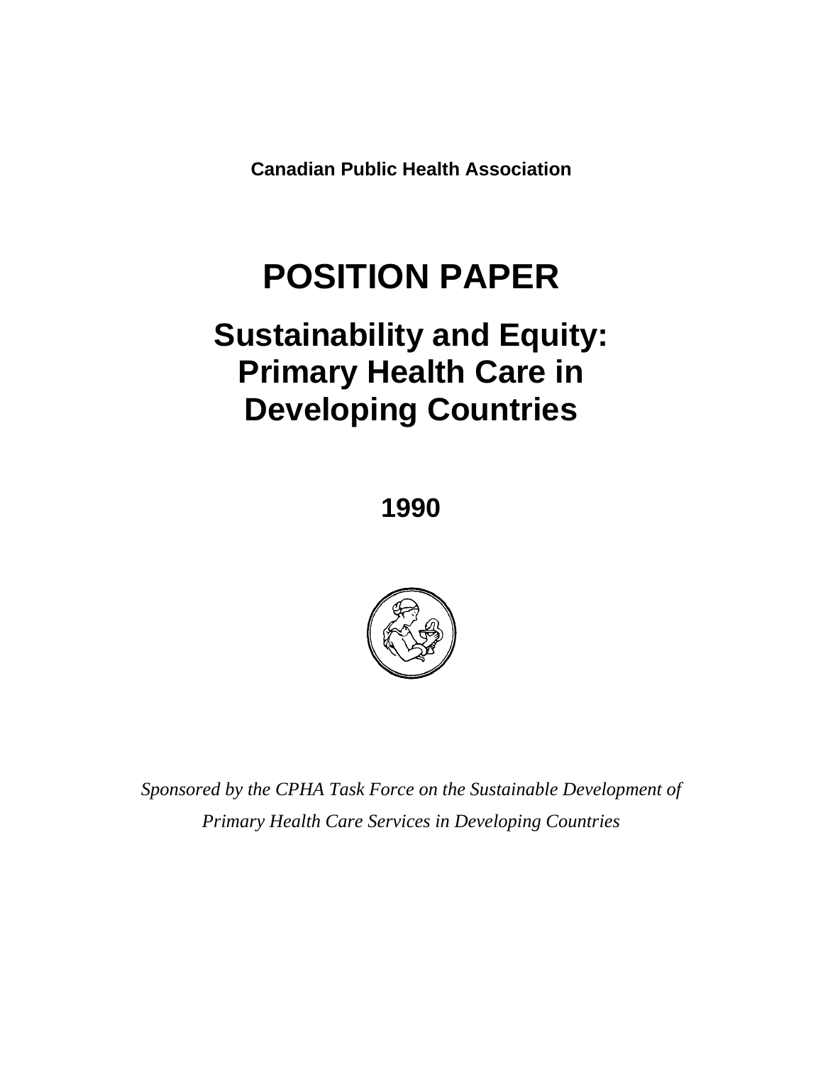**Canadian Public Health Association**

# POSITION PAPER

## Sustainability and Equity: Primary Health Care in Developing Countries

**1990**

*Sponsored by the CPHA Task Force on the Sustainable Development of Primary Health Care Services in Developing Countries*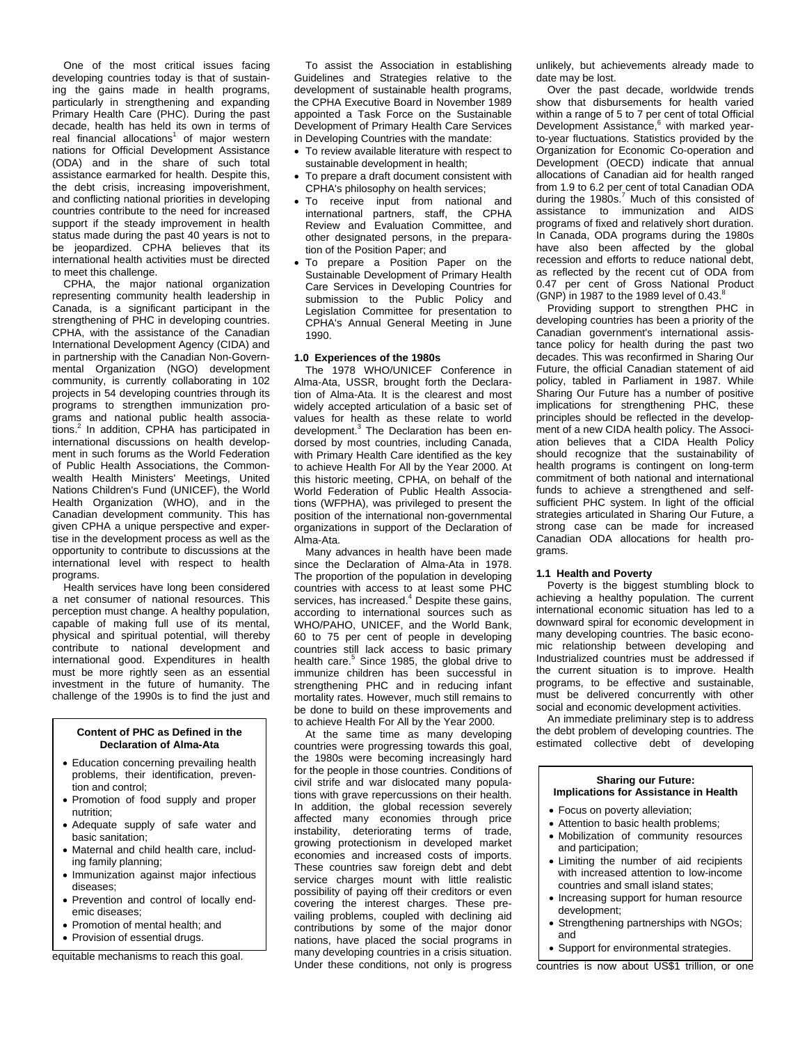One of the most critical issues facing developing countries today is that of sustaining the gains made in health programs, particularly in strengthening and expanding Primary Health Care (PHC). During the past decade, health has held its own in terms of real financial allocations[1] of major western nations for Official Development Assistance (ODA) and in the share of such total assistance earmarked for health. Despite this, the debt crisis, increasing impoverishment, and conflicting national priorities in developing countries contribute to the need for increased support if the steady improvement in health status made during the past 40 years is not to be jeopardized. CPHA believes that its international health activities must be directed to meet this challenge.

CPHA, the major national organization representing community health leadership in Canada, is a significant participant in the strengthening of PHC in developing countries. CPHA, with the assistance of the Canadian International Development Agency (CIDA) and in partnership with the Canadian Non-Governmental Organization (NGO) development community, is currently collaborating in 102 projects in 54 developing countries through its programs to strengthen immunization programs and national public health associations.[2] In addition, CPHA has participated in international discussions on health development in such forums as the World Federation of Public Health Associations, the Commonwealth Health Ministers' Meetings, United Nations Children's Fund (UNICEF), the World Health Organization (WHO), and in the Canadian development community. This has given CPHA a unique perspective and expertise in the development process as well as the opportunity to contribute to discussions at the international level with respect to health programs.

Health services have long been considered a net consumer of national resources. This perception must change. A healthy population, capable of making full use of its mental, physical and spiritual potential, will thereby contribute to national development and international good. Expenditures in health must be more rightly seen as an essential investment in the future of humanity. The challenge of the 1990s is to find the just and equitable mechanisms to reach this goal.

**Content of PHC as Defined in the Declaration of Alma-Ata**

- Education concerning prevailing health problems, their identification, prevention and control;
- Promotion of food supply and proper nutrition;
- Adequate supply of safe water and basic sanitation;
- Maternal and child health care, including family planning;
- Immunization against major infectious diseases;
- Prevention and control of locally endemic diseases;
- Promotion of mental health; and
- Provision of essential drugs.

To assist the Association in establishing Guidelines and Strategies relative to the development of sustainable health programs, the CPHA Executive Board in November 1989 appointed a Task Force on the Sustainable Development of Primary Health Care Services in Developing Countries with the mandate:

- To review available literature with respect to sustainable development in health;
- To prepare a draft document consistent with CPHA's philosophy on health services;
- To receive input from national and international partners, staff, the CPHA Review and Evaluation Committee, and other designated persons, in the preparation of the Position Paper; and
- To prepare a Position Paper on the Sustainable Development of Primary Health Care Services in Developing Countries for submission to the Public Policy and Legislation Committee for presentation to CPHA's Annual General Meeting in June 1990.

## 1.0 Experiences of the 1980s

The 1978 WHO/UNICEF Conference in Alma-Ata, USSR, brought forth the Declaration of Alma-Ata. It is the clearest and most widely accepted articulation of a basic set of values for health as these relate to world development.[3] The Declaration has been endorsed by most countries, including Canada, with Primary Health Care identified as the key to achieve Health For All by the Year 2000. At this historic meeting, CPHA, on behalf of the World Federation of Public Health Associations (WFPHA), was privileged to present the position of the international non-governmental organizations in support of the Declaration of Alma-Ata.

Many advances in health have been made since the Declaration of Alma-Ata in 1978. The proportion of the population in developing countries with access to at least some PHC services, has increased.[4] Despite these gains, according to international sources such as WHO/PAHO, UNICEF, and the World Bank, 60 to 75 per cent of people in developing countries still lack access to basic primary health care.[5] Since 1985, the global drive to immunize children has been successful in strengthening PHC and in reducing infant mortality rates. However, much still remains to be done to build on these improvements and to achieve Health For All by the Year 2000.

At the same time as many developing countries were progressing towards this goal, the 1980s were becoming increasingly hard for the people in those countries. Conditions of civil strife and war dislocated many populations with grave repercussions on their health. In addition, the global recession severely affected many economies through price instability, deteriorating terms of trade, growing protectionism in developed market economies and increased costs of imports. These countries saw foreign debt and debt service charges mount with little realistic possibility of paying off their creditors or even covering the interest charges. These prevailing problems, coupled with declining aid contributions by some of the major donor nations, have placed the social programs in many developing countries in a crisis situation. Under these conditions, not only is progress unlikely, but achievements already made to date may be lost.

Over the past decade, worldwide trends show that disbursements for health varied within a range of 5 to 7 per cent of total Official Development Assistance,[6] with marked year-to-year fluctuations. Statistics provided by the Organization for Economic Co-operation and Development (OECD) indicate that annual allocations of Canadian aid for health ranged from 1.9 to 6.2 per cent of total Canadian ODA during the 1980s.[7] Much of this consisted of assistance to immunization and AIDS programs of fixed and relatively short duration. In Canada, ODA programs during the 1980s have also been affected by the global recession and efforts to reduce national debt, as reflected by the recent cut of ODA from 0.47 per cent of Gross National Product (GNP) in 1987 to the 1989 level of 0.43.[8]

Providing support to strengthen PHC in developing countries has been a priority of the Canadian government's international assistance policy for health during the past two decades. This was reconfirmed in Sharing Our Future, the official Canadian statement of aid policy, tabled in Parliament in 1987. While Sharing Our Future has a number of positive implications for strengthening PHC, these principles should be reflected in the development of a new CIDA health policy. The Association believes that a CIDA Health Policy should recognize that the sustainability of health programs is contingent on long-term commitment of both national and international funds to achieve a strengthened and self-sufficient PHC system. In light of the official strategies articulated in Sharing Our Future, a strong case can be made for increased Canadian ODA allocations for health programs.

### 1.1 Health and Poverty

Poverty is the biggest stumbling block to achieving a healthy population. The current international economic situation has led to a downward spiral for economic development in many developing countries. The basic economic relationship between developing and Industrialized countries must be addressed if the current situation is to improve. Health programs, to be effective and sustainable, must be delivered concurrently with other social and economic development activities.

An immediate preliminary step is to address the debt problem of developing countries. The estimated collective debt of developing countries is now about US$1 trillion, or one

**Sharing our Future: Implications for Assistance in Health**

- Focus on poverty alleviation;
- Attention to basic health problems;
- Mobilization of community resources and participation;
- Limiting the number of aid recipients with increased attention to low-income countries and small island states;
- Increasing support for human resource development;
- Strengthening partnerships with NGOs; and
- Support for environmental strategies.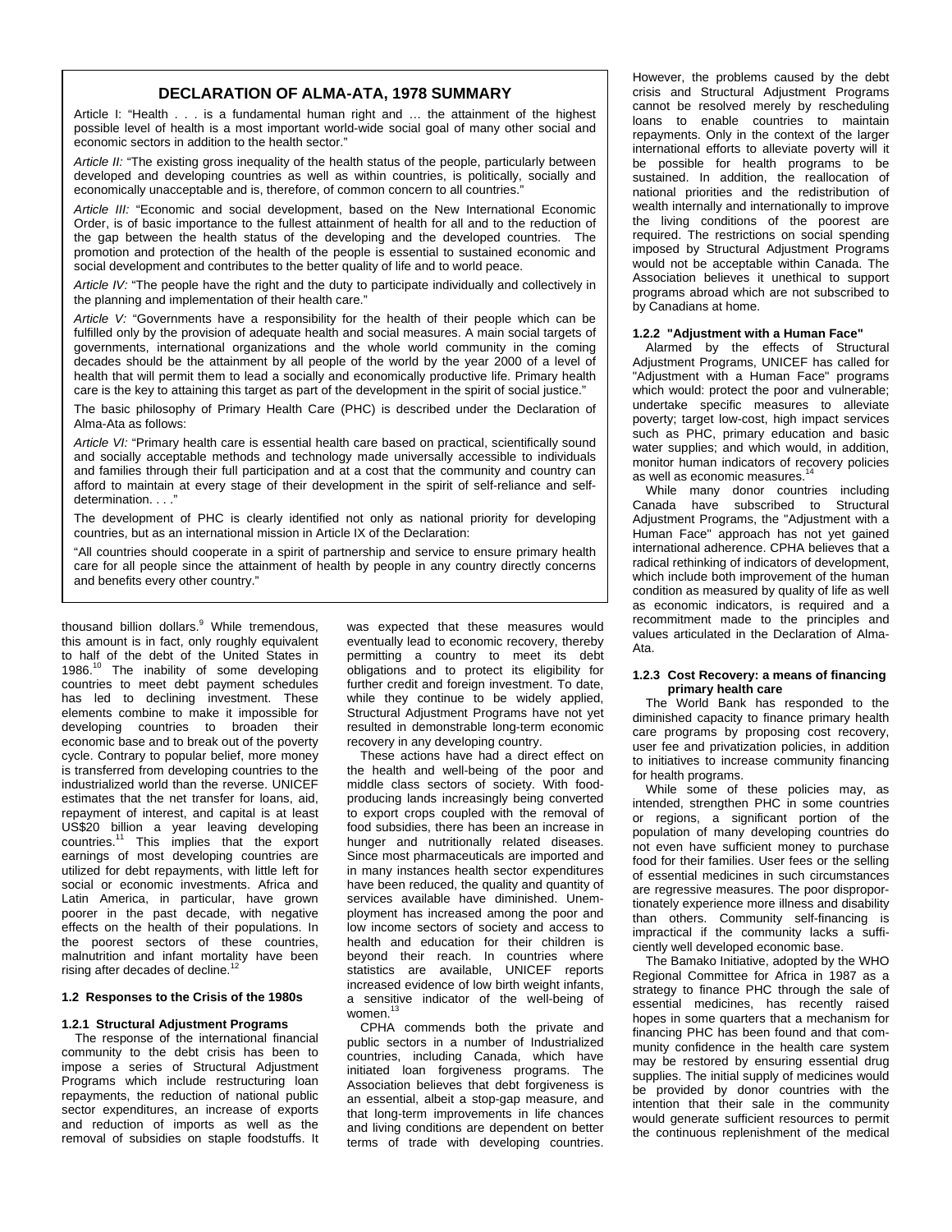## DECLARATION OF ALMA-ATA, 1978 SUMMARY

Article I: "Health . . . is a fundamental human right and … the attainment of the highest possible level of health is a most important world-wide social goal of many other social and economic sectors in addition to the health sector."

*Article II:* "The existing gross inequality of the health status of the people, particularly between developed and developing countries as well as within countries, is politically, socially and economically unacceptable and is, therefore, of common concern to all countries."

*Article III:* "Economic and social development, based on the New International Economic Order, is of basic importance to the fullest attainment of health for all and to the reduction of the gap between the health status of the developing and the developed countries. The promotion and protection of the health of the people is essential to sustained economic and social development and contributes to the better quality of life and to world peace.

*Article IV:* "The people have the right and the duty to participate individually and collectively in the planning and implementation of their health care."

*Article V:* "Governments have a responsibility for the health of their people which can be fulfilled only by the provision of adequate health and social measures. A main social targets of governments, international organizations and the whole world community in the coming decades should be the attainment by all people of the world by the year 2000 of a level of health that will permit them to lead a socially and economically productive life. Primary health care is the key to attaining this target as part of the development in the spirit of social justice."

The basic philosophy of Primary Health Care (PHC) is described under the Declaration of Alma-Ata as follows:

*Article VI:* "Primary health care is essential health care based on practical, scientifically sound and socially acceptable methods and technology made universally accessible to individuals and families through their full participation and at a cost that the community and country can afford to maintain at every stage of their development in the spirit of self-reliance and self-determination. . . ."

The development of PHC is clearly identified not only as national priority for developing countries, but as an international mission in Article IX of the Declaration:

"All countries should cooperate in a spirit of partnership and service to ensure primary health care for all people since the attainment of health by people in any country directly concerns and benefits every other country."

thousand billion dollars.[9] While tremendous, this amount is in fact, only roughly equivalent to half of the debt of the United States in 1986.[10] The inability of some developing countries to meet debt payment schedules has led to declining investment. These elements combine to make it impossible for developing countries to broaden their economic base and to break out of the poverty cycle. Contrary to popular belief, more money is transferred from developing countries to the industrialized world than the reverse. UNICEF estimates that the net transfer for loans, aid, repayment of interest, and capital is at least US$20 billion a year leaving developing countries.[11] This implies that the export earnings of most developing countries are utilized for debt repayments, with little left for social or economic investments. Africa and Latin America, in particular, have grown poorer in the past decade, with negative effects on the health of their populations. In the poorest sectors of these countries, malnutrition and infant mortality have been rising after decades of decline.[12]

### 1.2 Responses to the Crisis of the 1980s

#### 1.2.1 Structural Adjustment Programs

The response of the international financial community to the debt crisis has been to impose a series of Structural Adjustment Programs which include restructuring loan repayments, the reduction of national public sector expenditures, an increase of exports and reduction of imports as well as the removal of subsidies on staple foodstuffs. It was expected that these measures would eventually lead to economic recovery, thereby permitting a country to meet its debt obligations and to protect its eligibility for further credit and foreign investment. To date, while they continue to be widely applied, Structural Adjustment Programs have not yet resulted in demonstrable long-term economic recovery in any developing country.

These actions have had a direct effect on the health and well-being of the poor and middle class sectors of society. With food-producing lands increasingly being converted to export crops coupled with the removal of food subsidies, there has been an increase in hunger and nutritionally related diseases. Since most pharmaceuticals are imported and in many instances health sector expenditures have been reduced, the quality and quantity of services available have diminished. Unemployment has increased among the poor and low income sectors of society and access to health and education for their children is beyond their reach. In countries where statistics are available, UNICEF reports increased evidence of low birth weight infants, a sensitive indicator of the well-being of women.[13]

CPHA commends both the private and public sectors in a number of Industrialized countries, including Canada, which have initiated loan forgiveness programs. The Association believes that debt forgiveness is an essential, albeit a stop-gap measure, and that long-term improvements in life chances and living conditions are dependent on better terms of trade with developing countries. However, the problems caused by the debt crisis and Structural Adjustment Programs cannot be resolved merely by rescheduling loans to enable countries to maintain repayments. Only in the context of the larger international efforts to alleviate poverty will it be possible for health programs to be sustained. In addition, the reallocation of national priorities and the redistribution of wealth internally and internationally to improve the living conditions of the poorest are required. The restrictions on social spending imposed by Structural Adjustment Programs would not be acceptable within Canada. The Association believes it unethical to support programs abroad which are not subscribed to by Canadians at home.

#### 1.2.2 "Adjustment with a Human Face"

Alarmed by the effects of Structural Adjustment Programs, UNICEF has called for "Adjustment with a Human Face" programs which would: protect the poor and vulnerable; undertake specific measures to alleviate poverty; target low-cost, high impact services such as PHC, primary education and basic water supplies; and which would, in addition, monitor human indicators of recovery policies as well as economic measures.[14]

While many donor countries including Canada have subscribed to Structural Adjustment Programs, the "Adjustment with a Human Face" approach has not yet gained international adherence. CPHA believes that a radical rethinking of indicators of development, which include both improvement of the human condition as measured by quality of life as well as economic indicators, is required and a recommitment made to the principles and values articulated in the Declaration of Alma-Ata.

#### 1.2.3 Cost Recovery: a means of financing primary health care

The World Bank has responded to the diminished capacity to finance primary health care programs by proposing cost recovery, user fee and privatization policies, in addition to initiatives to increase community financing for health programs.

While some of these policies may, as intended, strengthen PHC in some countries or regions, a significant portion of the population of many developing countries do not even have sufficient money to purchase food for their families. User fees or the selling of essential medicines in such circumstances are regressive measures. The poor disproportionately experience more illness and disability than others. Community self-financing is impractical if the community lacks a sufficiently well developed economic base.

The Bamako Initiative, adopted by the WHO Regional Committee for Africa in 1987 as a strategy to finance PHC through the sale of essential medicines, has recently raised hopes in some quarters that a mechanism for financing PHC has been found and that community confidence in the health care system may be restored by ensuring essential drug supplies. The initial supply of medicines would be provided by donor countries with the intention that their sale in the community would generate sufficient resources to permit the continuous replenishment of the medical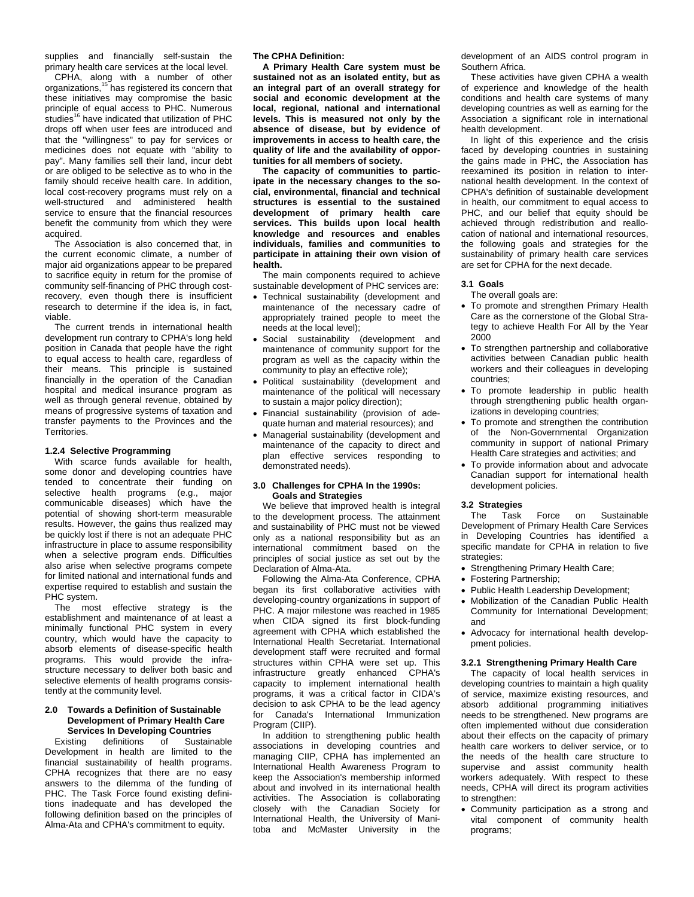supplies and financially self-sustain the primary health care services at the local level.

CPHA, along with a number of other organizations,[15] has registered its concern that these initiatives may compromise the basic principle of equal access to PHC. Numerous studies[16] have indicated that utilization of PHC drops off when user fees are introduced and that the "willingness" to pay for services or medicines does not equate with "ability to pay". Many families sell their land, incur debt or are obliged to be selective as to who in the family should receive health care. In addition, local cost-recovery programs must rely on a well-structured and administered health service to ensure that the financial resources benefit the community from which they were acquired.

The Association is also concerned that, in the current economic climate, a number of major aid organizations appear to be prepared to sacrifice equity in return for the promise of community self-financing of PHC through cost-recovery, even though there is insufficient research to determine if the idea is, in fact, viable.

The current trends in international health development run contrary to CPHA's long held position in Canada that people have the right to equal access to health care, regardless of their means. This principle is sustained financially in the operation of the Canadian hospital and medical insurance program as well as through general revenue, obtained by means of progressive systems of taxation and transfer payments to the Provinces and the Territories.

#### 1.2.4 Selective Programming

With scarce funds available for health, some donor and developing countries have tended to concentrate their funding on selective health programs (e.g., major communicable diseases) which have the potential of showing short-term measurable results. However, the gains thus realized may be quickly lost if there is not an adequate PHC infrastructure in place to assume responsibility when a selective program ends. Difficulties also arise when selective programs compete for limited national and international funds and expertise required to establish and sustain the PHC system.

The most effective strategy is the establishment and maintenance of at least a minimally functional PHC system in every country, which would have the capacity to absorb elements of disease-specific health programs. This would provide the infrastructure necessary to deliver both basic and selective elements of health programs consistently at the community level.

## 2.0 Towards a Definition of Sustainable Development of Primary Health Care Services In Developing Countries

Existing definitions of Sustainable Development in health are limited to the financial sustainability of health programs. CPHA recognizes that there are no easy answers to the dilemma of the funding of PHC. The Task Force found existing definitions inadequate and has developed the following definition based on the principles of Alma-Ata and CPHA's commitment to equity.

**The CPHA Definition:**

**A Primary Health Care system must be sustained not as an isolated entity, but as an integral part of an overall strategy for social and economic development at the local, regional, national and international levels. This is measured not only by the absence of disease, but by evidence of improvements in access to health care, the quality of life and the availability of opportunities for all members of society.**

**The capacity of communities to participate in the necessary changes to the social, environmental, financial and technical structures is essential to the sustained development of primary health care services. This builds upon local health knowledge and resources and enables individuals, families and communities to participate in attaining their own vision of health.**

The main components required to achieve sustainable development of PHC services are:

- Technical sustainability (development and maintenance of the necessary cadre of appropriately trained people to meet the needs at the local level);
- Social sustainability (development and maintenance of community support for the program as well as the capacity within the community to play an effective role);
- Political sustainability (development and maintenance of the political will necessary to sustain a major policy direction);
- Financial sustainability (provision of adequate human and material resources); and
- Managerial sustainability (development and maintenance of the capacity to direct and plan effective services responding to demonstrated needs).

## 3.0 Challenges for CPHA In the 1990s: Goals and Strategies

We believe that improved health is integral to the development process. The attainment and sustainability of PHC must not be viewed only as a national responsibility but as an international commitment based on the principles of social justice as set out by the Declaration of Alma-Ata.

Following the Alma-Ata Conference, CPHA began its first collaborative activities with developing-country organizations in support of PHC. A major milestone was reached in 1985 when CIDA signed its first block-funding agreement with CPHA which established the International Health Secretariat. International development staff were recruited and formal structures within CPHA were set up. This infrastructure greatly enhanced CPHA's capacity to implement international health programs, it was a critical factor in CIDA's decision to ask CPHA to be the lead agency for Canada's International Immunization Program (CIIP).

In addition to strengthening public health associations in developing countries and managing CIIP, CPHA has implemented an International Health Awareness Program to keep the Association's membership informed about and involved in its international health activities. The Association is collaborating closely with the Canadian Society for International Health, the University of Manitoba and McMaster University in the development of an AIDS control program in Southern Africa.

These activities have given CPHA a wealth of experience and knowledge of the health conditions and health care systems of many developing countries as well as earning for the Association a significant role in international health development.

In light of this experience and the crisis faced by developing countries in sustaining the gains made in PHC, the Association has reexamined its position in relation to international health development. In the context of CPHA's definition of sustainable development in health, our commitment to equal access to PHC, and our belief that equity should be achieved through redistribution and reallocation of national and international resources, the following goals and strategies for the sustainability of primary health care services are set for CPHA for the next decade.

### 3.1 Goals

The overall goals are:

- To promote and strengthen Primary Health Care as the cornerstone of the Global Strategy to achieve Health For All by the Year 2000
- To strengthen partnership and collaborative activities between Canadian public health workers and their colleagues in developing countries;
- To promote leadership in public health through strengthening public health organizations in developing countries;
- To promote and strengthen the contribution of the Non-Governmental Organization community in support of national Primary Health Care strategies and activities; and
- To provide information about and advocate Canadian support for international health development policies.

### 3.2 Strategies

The Task Force on Sustainable Development of Primary Health Care Services in Developing Countries has identified a specific mandate for CPHA in relation to five strategies:

- Strengthening Primary Health Care;
- Fostering Partnership;
- Public Health Leadership Development;
- Mobilization of the Canadian Public Health Community for International Development; and
- Advocacy for international health development policies.

#### 3.2.1 Strengthening Primary Health Care

The capacity of local health services in developing countries to maintain a high quality of service, maximize existing resources, and absorb additional programming initiatives needs to be strengthened. New programs are often implemented without due consideration about their effects on the capacity of primary health care workers to deliver service, or to the needs of the health care structure to supervise and assist community health workers adequately. With respect to these needs, CPHA will direct its program activities to strengthen:

- Community participation as a strong and vital component of community health programs;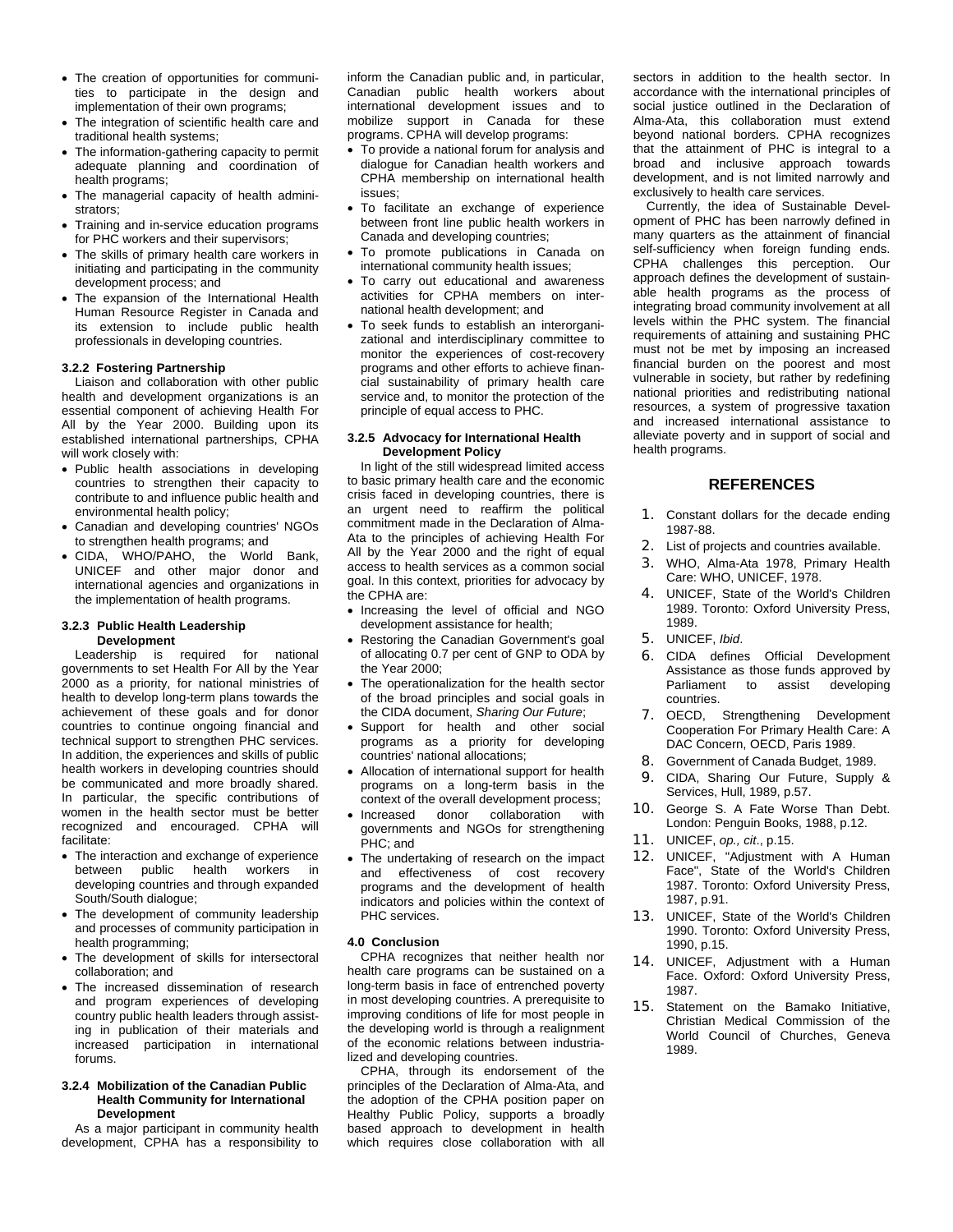- The creation of opportunities for communities to participate in the design and implementation of their own programs;
- The integration of scientific health care and traditional health systems;
- The information-gathering capacity to permit adequate planning and coordination of health programs;
- The managerial capacity of health administrators;
- Training and in-service education programs for PHC workers and their supervisors;
- The skills of primary health care workers in initiating and participating in the community development process; and
- The expansion of the International Health Human Resource Register in Canada and its extension to include public health professionals in developing countries.

#### 3.2.2 Fostering Partnership

Liaison and collaboration with other public health and development organizations is an essential component of achieving Health For All by the Year 2000. Building upon its established international partnerships, CPHA will work closely with:

- Public health associations in developing countries to strengthen their capacity to contribute to and influence public health and environmental health policy;
- Canadian and developing countries' NGOs to strengthen health programs; and
- CIDA, WHO/PAHO, the World Bank, UNICEF and other major donor and international agencies and organizations in the implementation of health programs.

#### 3.2.3 Public Health Leadership Development

Leadership is required for national governments to set Health For All by the Year 2000 as a priority, for national ministries of health to develop long-term plans towards the achievement of these goals and for donor countries to continue ongoing financial and technical support to strengthen PHC services. In addition, the experiences and skills of public health workers in developing countries should be communicated and more broadly shared. In particular, the specific contributions of women in the health sector must be better recognized and encouraged. CPHA will facilitate:

- The interaction and exchange of experience between public health workers in developing countries and through expanded South/South dialogue;
- The development of community leadership and processes of community participation in health programming;
- The development of skills for intersectoral collaboration; and
- The increased dissemination of research and program experiences of developing country public health leaders through assisting in publication of their materials and increased participation in international forums.

#### 3.2.4 Mobilization of the Canadian Public Health Community for International Development

As a major participant in community health development, CPHA has a responsibility to inform the Canadian public and, in particular, Canadian public health workers about international development issues and to mobilize support in Canada for these programs. CPHA will develop programs:

- To provide a national forum for analysis and dialogue for Canadian health workers and CPHA membership on international health issues;
- To facilitate an exchange of experience between front line public health workers in Canada and developing countries;
- To promote publications in Canada on international community health issues;
- To carry out educational and awareness activities for CPHA members on international health development; and
- To seek funds to establish an interorganizational and interdisciplinary committee to monitor the experiences of cost-recovery programs and other efforts to achieve financial sustainability of primary health care service and, to monitor the protection of the principle of equal access to PHC.

#### 3.2.5 Advocacy for International Health Development Policy

In light of the still widespread limited access to basic primary health care and the economic crisis faced in developing countries, there is an urgent need to reaffirm the political commitment made in the Declaration of Alma-Ata to the principles of achieving Health For All by the Year 2000 and the right of equal access to health services as a common social goal. In this context, priorities for advocacy by the CPHA are:

- Increasing the level of official and NGO development assistance for health;
- Restoring the Canadian Government's goal of allocating 0.7 per cent of GNP to ODA by the Year 2000;
- The operationalization for the health sector of the broad principles and social goals in the CIDA document, *Sharing Our Future*;
- Support for health and other social programs as a priority for developing countries' national allocations;
- Allocation of international support for health programs on a long-term basis in the context of the overall development process;
- Increased donor collaboration with governments and NGOs for strengthening PHC; and
- The undertaking of research on the impact and effectiveness of cost recovery programs and the development of health indicators and policies within the context of PHC services.

### 4.0 Conclusion

CPHA recognizes that neither health nor health care programs can be sustained on a long-term basis in face of entrenched poverty in most developing countries. A prerequisite to improving conditions of life for most people in the developing world is through a realignment of the economic relations between industrialized and developing countries.

CPHA, through its endorsement of the principles of the Declaration of Alma-Ata, and the adoption of the CPHA position paper on Healthy Public Policy, supports a broadly based approach to development in health which requires close collaboration with all sectors in addition to the health sector. In accordance with the international principles of social justice outlined in the Declaration of Alma-Ata, this collaboration must extend beyond national borders. CPHA recognizes that the attainment of PHC is integral to a broad and inclusive approach towards development, and is not limited narrowly and exclusively to health care services.

Currently, the idea of Sustainable Development of PHC has been narrowly defined in many quarters as the attainment of financial self-sufficiency when foreign funding ends. CPHA challenges this perception. Our approach defines the development of sustainable health programs as the process of integrating broad community involvement at all levels within the PHC system. The financial requirements of attaining and sustaining PHC must not be met by imposing an increased financial burden on the poorest and most vulnerable in society, but rather by redefining national priorities and redistributing national resources, a system of progressive taxation and increased international assistance to alleviate poverty and in support of social and health programs.

## REFERENCES

1. Constant dollars for the decade ending 1987-88.
2. List of projects and countries available.
3. WHO, Alma-Ata 1978, Primary Health Care: WHO, UNICEF, 1978.
4. UNICEF, State of the World's Children 1989. Toronto: Oxford University Press, 1989.
5. UNICEF, *Ibid*.
6. CIDA defines Official Development Assistance as those funds approved by Parliament to assist developing countries.
7. OECD, Strengthening Development Cooperation For Primary Health Care: A DAC Concern, OECD, Paris 1989.
8. Government of Canada Budget, 1989.
9. CIDA, Sharing Our Future, Supply & Services, Hull, 1989, p.57.
10. George S. A Fate Worse Than Debt. London: Penguin Books, 1988, p.12.
11. UNICEF, *op., cit*., p.15.
12. UNICEF, "Adjustment with A Human Face", State of the World's Children 1987. Toronto: Oxford University Press, 1987, p.91.
13. UNICEF, State of the World's Children 1990. Toronto: Oxford University Press, 1990, p.15.
14. UNICEF, Adjustment with a Human Face. Oxford: Oxford University Press, 1987.
15. Statement on the Bamako Initiative, Christian Medical Commission of the World Council of Churches, Geneva 1989.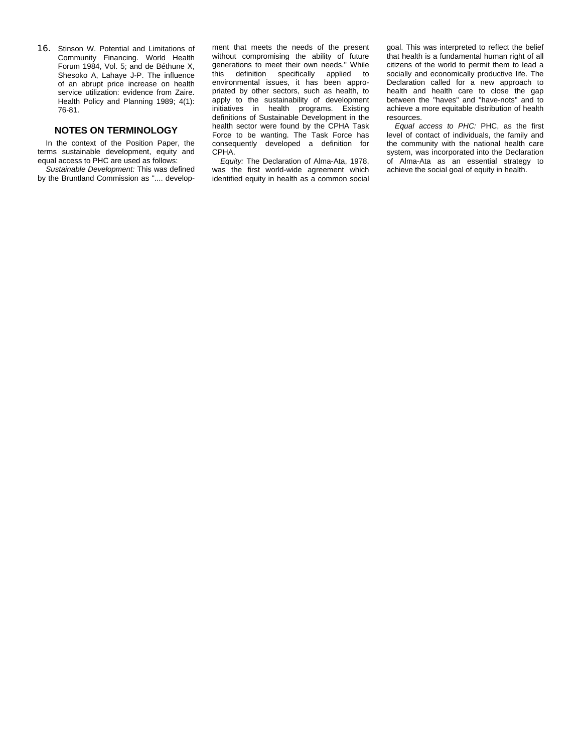16. Stinson W. Potential and Limitations of Community Financing. World Health Forum 1984, Vol. 5; and de Béthune X, Shesoko A, Lahaye J-P. The influence of an abrupt price increase on health service utilization: evidence from Zaire. Health Policy and Planning 1989; 4(1): 76-81.

## NOTES ON TERMINOLOGY

In the context of the Position Paper, the terms sustainable development, equity and equal access to PHC are used as follows:

*Sustainable Development:* This was defined by the Bruntland Commission as ".... development that meets the needs of the present without compromising the ability of future generations to meet their own needs." While this definition specifically applied to environmental issues, it has been appropriated by other sectors, such as health, to apply to the sustainability of development initiatives in health programs. Existing definitions of Sustainable Development in the health sector were found by the CPHA Task Force to be wanting. The Task Force has consequently developed a definition for CPHA.

*Equity:* The Declaration of Alma-Ata, 1978, was the first world-wide agreement which identified equity in health as a common social goal. This was interpreted to reflect the belief that health is a fundamental human right of all citizens of the world to permit them to lead a socially and economically productive life. The Declaration called for a new approach to health and health care to close the gap between the "haves" and "have-nots" and to achieve a more equitable distribution of health resources.

*Equal access to PHC:* PHC, as the first level of contact of individuals, the family and the community with the national health care system, was incorporated into the Declaration of Alma-Ata as an essential strategy to achieve the social goal of equity in health.